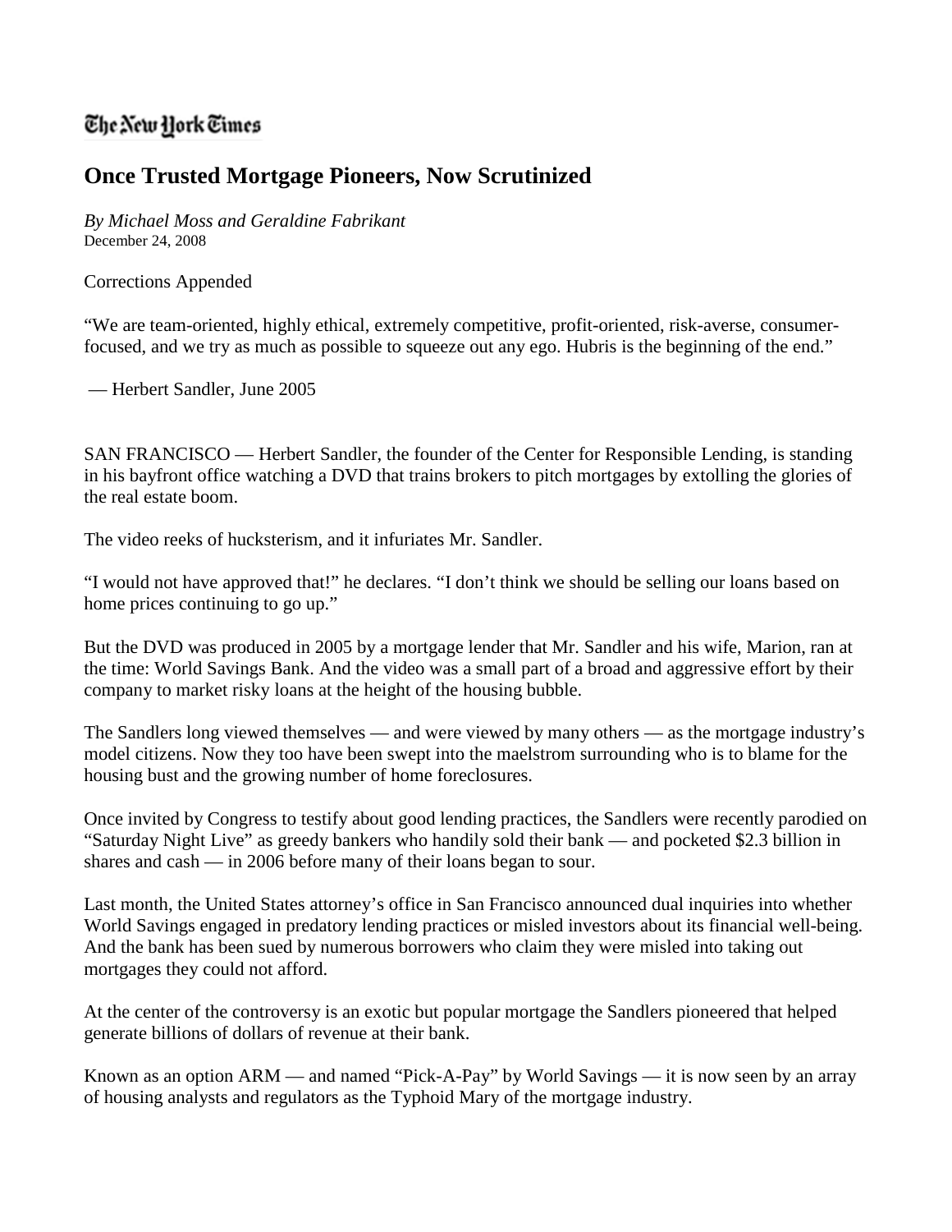The New York Times

# Once Trusted Mortgage Pioneers, Now Scrutinized

*By Michael Moss and Geraldine Fabrikant*
December 24, 2008

Corrections Appended

"We are team-oriented, highly ethical, extremely competitive, profit-oriented, risk-averse, consumer-focused, and we try as much as possible to squeeze out any ego. Hubris is the beginning of the end."

— Herbert Sandler, June 2005

SAN FRANCISCO — Herbert Sandler, the founder of the Center for Responsible Lending, is standing in his bayfront office watching a DVD that trains brokers to pitch mortgages by extolling the glories of the real estate boom.

The video reeks of hucksterism, and it infuriates Mr. Sandler.

"I would not have approved that!" he declares. "I don't think we should be selling our loans based on home prices continuing to go up."

But the DVD was produced in 2005 by a mortgage lender that Mr. Sandler and his wife, Marion, ran at the time: World Savings Bank. And the video was a small part of a broad and aggressive effort by their company to market risky loans at the height of the housing bubble.

The Sandlers long viewed themselves — and were viewed by many others — as the mortgage industry's model citizens. Now they too have been swept into the maelstrom surrounding who is to blame for the housing bust and the growing number of home foreclosures.

Once invited by Congress to testify about good lending practices, the Sandlers were recently parodied on "Saturday Night Live" as greedy bankers who handily sold their bank — and pocketed $2.3 billion in shares and cash — in 2006 before many of their loans began to sour.

Last month, the United States attorney's office in San Francisco announced dual inquiries into whether World Savings engaged in predatory lending practices or misled investors about its financial well-being. And the bank has been sued by numerous borrowers who claim they were misled into taking out mortgages they could not afford.

At the center of the controversy is an exotic but popular mortgage the Sandlers pioneered that helped generate billions of dollars of revenue at their bank.

Known as an option ARM — and named "Pick-A-Pay" by World Savings — it is now seen by an array of housing analysts and regulators as the Typhoid Mary of the mortgage industry.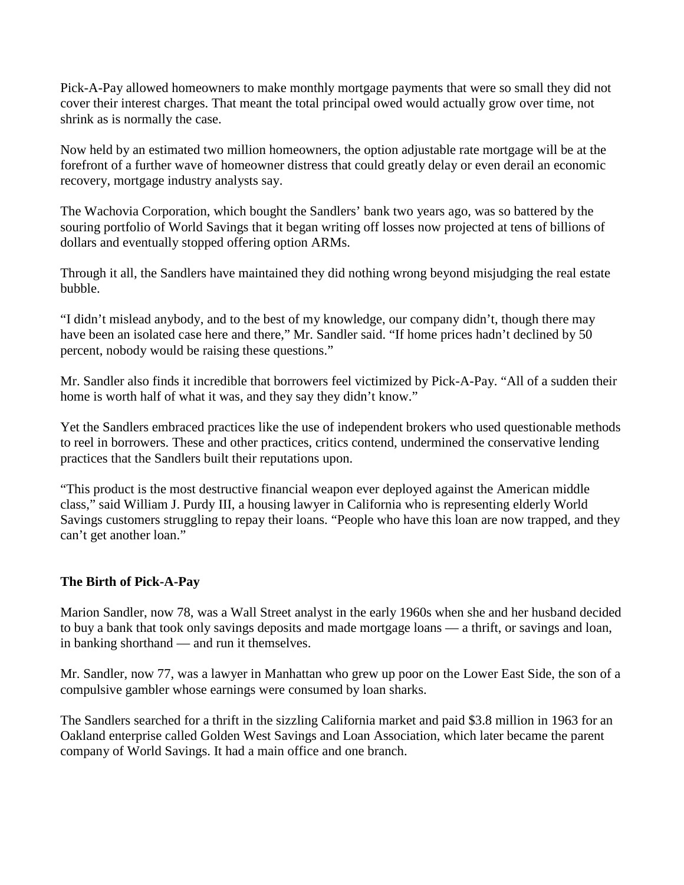Pick-A-Pay allowed homeowners to make monthly mortgage payments that were so small they did not cover their interest charges. That meant the total principal owed would actually grow over time, not shrink as is normally the case.

Now held by an estimated two million homeowners, the option adjustable rate mortgage will be at the forefront of a further wave of homeowner distress that could greatly delay or even derail an economic recovery, mortgage industry analysts say.

The Wachovia Corporation, which bought the Sandlers' bank two years ago, was so battered by the souring portfolio of World Savings that it began writing off losses now projected at tens of billions of dollars and eventually stopped offering option ARMs.

Through it all, the Sandlers have maintained they did nothing wrong beyond misjudging the real estate bubble.

"I didn't mislead anybody, and to the best of my knowledge, our company didn't, though there may have been an isolated case here and there," Mr. Sandler said. "If home prices hadn't declined by 50 percent, nobody would be raising these questions."

Mr. Sandler also finds it incredible that borrowers feel victimized by Pick-A-Pay. "All of a sudden their home is worth half of what it was, and they say they didn't know."

Yet the Sandlers embraced practices like the use of independent brokers who used questionable methods to reel in borrowers. These and other practices, critics contend, undermined the conservative lending practices that the Sandlers built their reputations upon.

"This product is the most destructive financial weapon ever deployed against the American middle class," said William J. Purdy III, a housing lawyer in California who is representing elderly World Savings customers struggling to repay their loans. "People who have this loan are now trapped, and they can't get another loan."

**The Birth of Pick-A-Pay**

Marion Sandler, now 78, was a Wall Street analyst in the early 1960s when she and her husband decided to buy a bank that took only savings deposits and made mortgage loans — a thrift, or savings and loan, in banking shorthand — and run it themselves.

Mr. Sandler, now 77, was a lawyer in Manhattan who grew up poor on the Lower East Side, the son of a compulsive gambler whose earnings were consumed by loan sharks.

The Sandlers searched for a thrift in the sizzling California market and paid $3.8 million in 1963 for an Oakland enterprise called Golden West Savings and Loan Association, which later became the parent company of World Savings. It had a main office and one branch.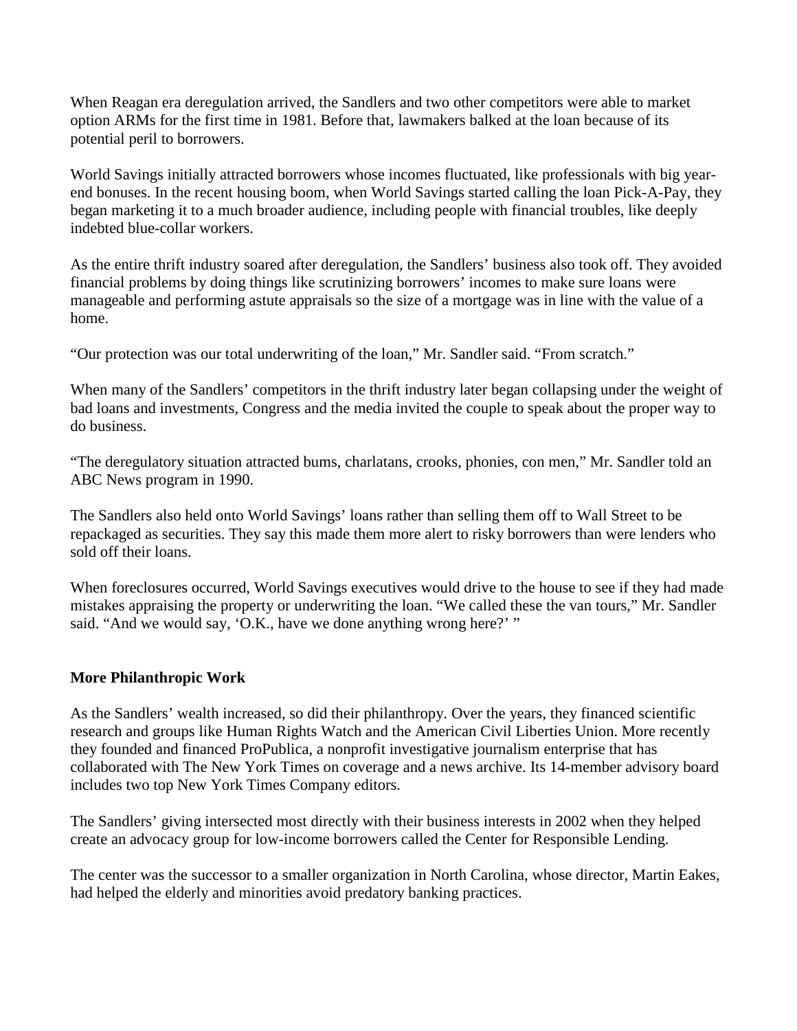When Reagan era deregulation arrived, the Sandlers and two other competitors were able to market option ARMs for the first time in 1981. Before that, lawmakers balked at the loan because of its potential peril to borrowers.

World Savings initially attracted borrowers whose incomes fluctuated, like professionals with big year-end bonuses. In the recent housing boom, when World Savings started calling the loan Pick-A-Pay, they began marketing it to a much broader audience, including people with financial troubles, like deeply indebted blue-collar workers.

As the entire thrift industry soared after deregulation, the Sandlers' business also took off. They avoided financial problems by doing things like scrutinizing borrowers' incomes to make sure loans were manageable and performing astute appraisals so the size of a mortgage was in line with the value of a home.

"Our protection was our total underwriting of the loan," Mr. Sandler said. "From scratch."

When many of the Sandlers' competitors in the thrift industry later began collapsing under the weight of bad loans and investments, Congress and the media invited the couple to speak about the proper way to do business.

"The deregulatory situation attracted bums, charlatans, crooks, phonies, con men," Mr. Sandler told an ABC News program in 1990.

The Sandlers also held onto World Savings' loans rather than selling them off to Wall Street to be repackaged as securities. They say this made them more alert to risky borrowers than were lenders who sold off their loans.

When foreclosures occurred, World Savings executives would drive to the house to see if they had made mistakes appraising the property or underwriting the loan. "We called these the van tours," Mr. Sandler said. "And we would say, 'O.K., have we done anything wrong here?' "

**More Philanthropic Work**

As the Sandlers' wealth increased, so did their philanthropy. Over the years, they financed scientific research and groups like Human Rights Watch and the American Civil Liberties Union. More recently they founded and financed ProPublica, a nonprofit investigative journalism enterprise that has collaborated with The New York Times on coverage and a news archive. Its 14-member advisory board includes two top New York Times Company editors.

The Sandlers' giving intersected most directly with their business interests in 2002 when they helped create an advocacy group for low-income borrowers called the Center for Responsible Lending.

The center was the successor to a smaller organization in North Carolina, whose director, Martin Eakes, had helped the elderly and minorities avoid predatory banking practices.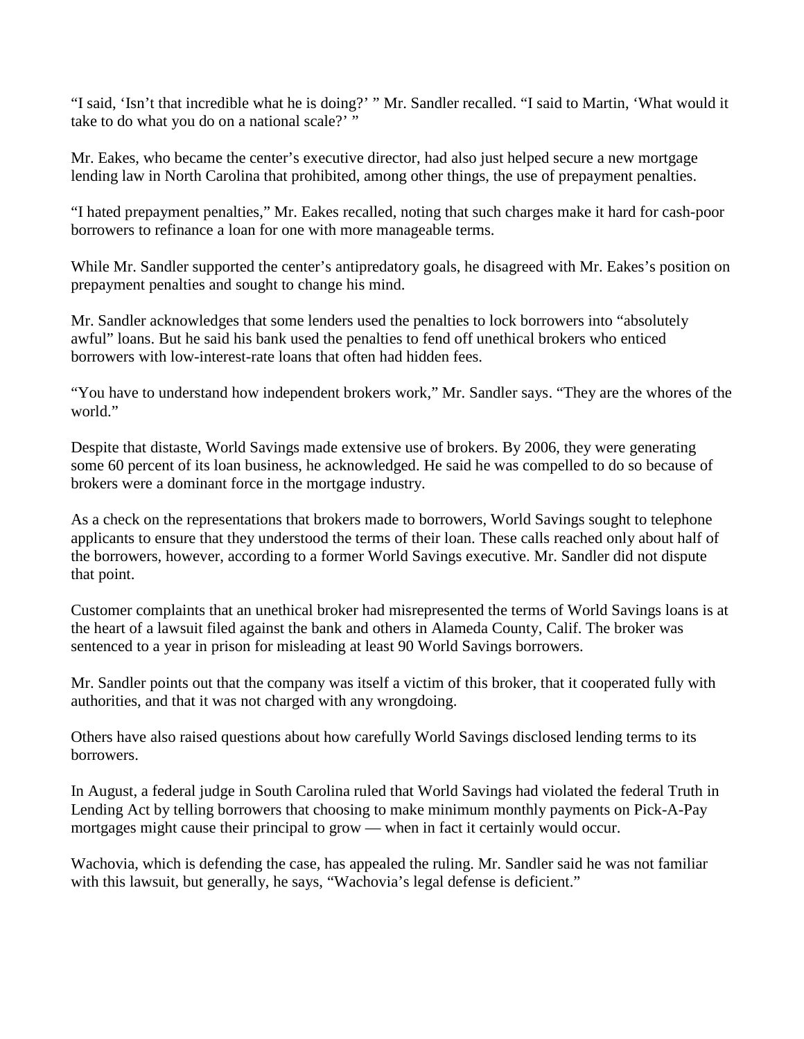"I said, 'Isn't that incredible what he is doing?' " Mr. Sandler recalled. "I said to Martin, 'What would it take to do what you do on a national scale?' "

Mr. Eakes, who became the center's executive director, had also just helped secure a new mortgage lending law in North Carolina that prohibited, among other things, the use of prepayment penalties.

"I hated prepayment penalties," Mr. Eakes recalled, noting that such charges make it hard for cash-poor borrowers to refinance a loan for one with more manageable terms.

While Mr. Sandler supported the center's antipredatory goals, he disagreed with Mr. Eakes's position on prepayment penalties and sought to change his mind.

Mr. Sandler acknowledges that some lenders used the penalties to lock borrowers into "absolutely awful" loans. But he said his bank used the penalties to fend off unethical brokers who enticed borrowers with low-interest-rate loans that often had hidden fees.

"You have to understand how independent brokers work," Mr. Sandler says. "They are the whores of the world."

Despite that distaste, World Savings made extensive use of brokers. By 2006, they were generating some 60 percent of its loan business, he acknowledged. He said he was compelled to do so because of brokers were a dominant force in the mortgage industry.

As a check on the representations that brokers made to borrowers, World Savings sought to telephone applicants to ensure that they understood the terms of their loan. These calls reached only about half of the borrowers, however, according to a former World Savings executive. Mr. Sandler did not dispute that point.

Customer complaints that an unethical broker had misrepresented the terms of World Savings loans is at the heart of a lawsuit filed against the bank and others in Alameda County, Calif. The broker was sentenced to a year in prison for misleading at least 90 World Savings borrowers.

Mr. Sandler points out that the company was itself a victim of this broker, that it cooperated fully with authorities, and that it was not charged with any wrongdoing.

Others have also raised questions about how carefully World Savings disclosed lending terms to its borrowers.

In August, a federal judge in South Carolina ruled that World Savings had violated the federal Truth in Lending Act by telling borrowers that choosing to make minimum monthly payments on Pick-A-Pay mortgages might cause their principal to grow — when in fact it certainly would occur.

Wachovia, which is defending the case, has appealed the ruling. Mr. Sandler said he was not familiar with this lawsuit, but generally, he says, "Wachovia's legal defense is deficient."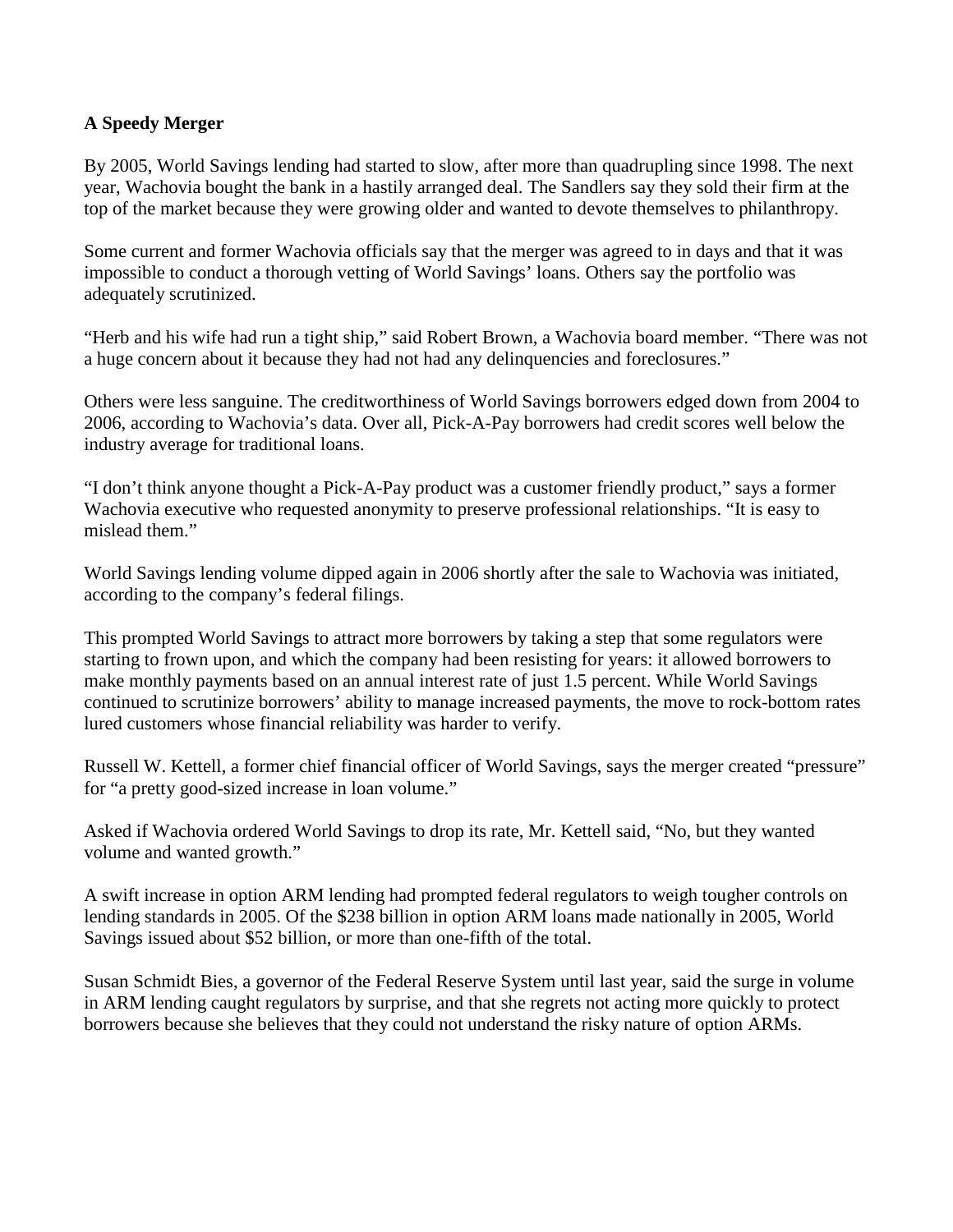**A Speedy Merger**

By 2005, World Savings lending had started to slow, after more than quadrupling since 1998. The next year, Wachovia bought the bank in a hastily arranged deal. The Sandlers say they sold their firm at the top of the market because they were growing older and wanted to devote themselves to philanthropy.

Some current and former Wachovia officials say that the merger was agreed to in days and that it was impossible to conduct a thorough vetting of World Savings' loans. Others say the portfolio was adequately scrutinized.

"Herb and his wife had run a tight ship," said Robert Brown, a Wachovia board member. "There was not a huge concern about it because they had not had any delinquencies and foreclosures."

Others were less sanguine. The creditworthiness of World Savings borrowers edged down from 2004 to 2006, according to Wachovia's data. Over all, Pick-A-Pay borrowers had credit scores well below the industry average for traditional loans.

"I don't think anyone thought a Pick-A-Pay product was a customer friendly product," says a former Wachovia executive who requested anonymity to preserve professional relationships. "It is easy to mislead them."

World Savings lending volume dipped again in 2006 shortly after the sale to Wachovia was initiated, according to the company's federal filings.

This prompted World Savings to attract more borrowers by taking a step that some regulators were starting to frown upon, and which the company had been resisting for years: it allowed borrowers to make monthly payments based on an annual interest rate of just 1.5 percent. While World Savings continued to scrutinize borrowers' ability to manage increased payments, the move to rock-bottom rates lured customers whose financial reliability was harder to verify.

Russell W. Kettell, a former chief financial officer of World Savings, says the merger created "pressure" for "a pretty good-sized increase in loan volume."

Asked if Wachovia ordered World Savings to drop its rate, Mr. Kettell said, "No, but they wanted volume and wanted growth."

A swift increase in option ARM lending had prompted federal regulators to weigh tougher controls on lending standards in 2005. Of the $238 billion in option ARM loans made nationally in 2005, World Savings issued about $52 billion, or more than one-fifth of the total.

Susan Schmidt Bies, a governor of the Federal Reserve System until last year, said the surge in volume in ARM lending caught regulators by surprise, and that she regrets not acting more quickly to protect borrowers because she believes that they could not understand the risky nature of option ARMs.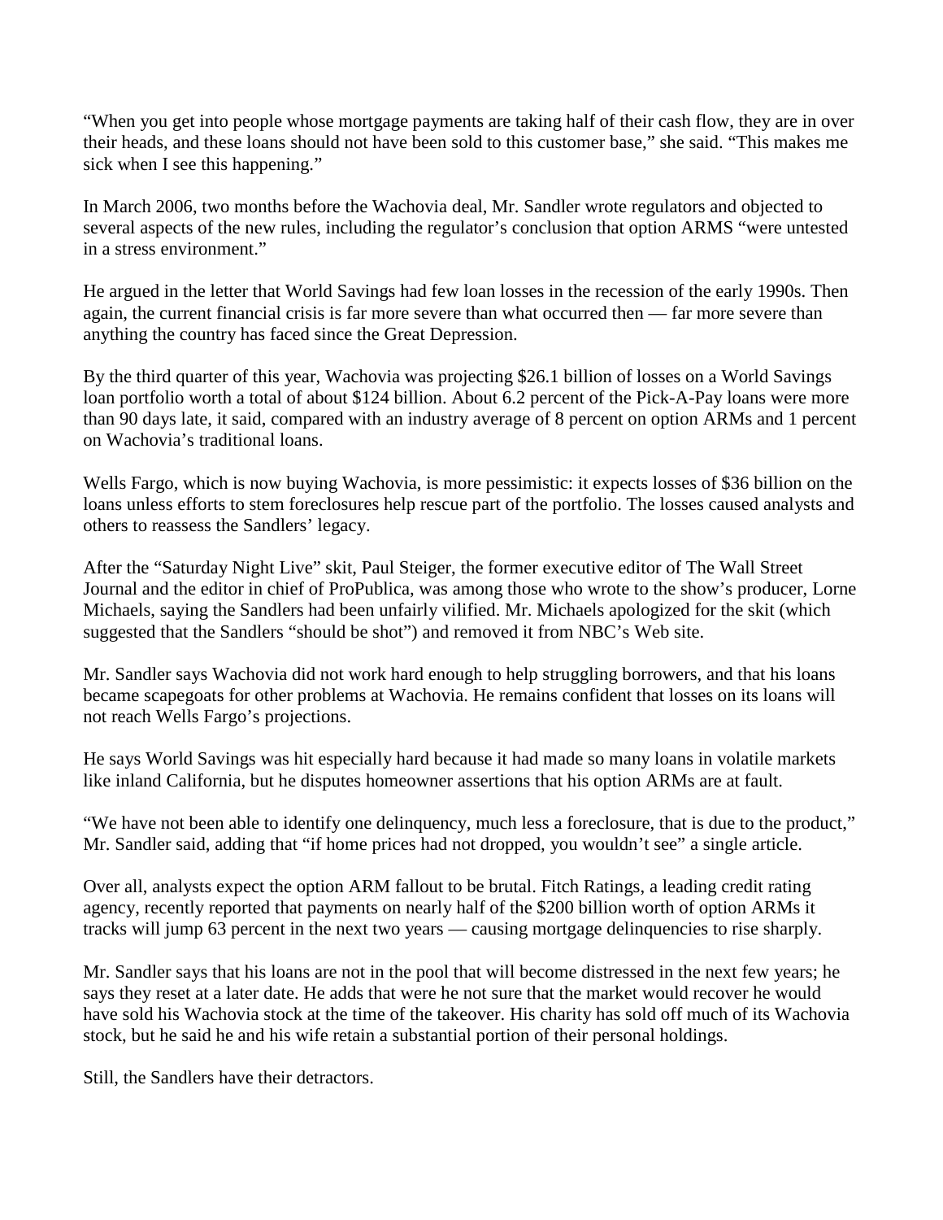“When you get into people whose mortgage payments are taking half of their cash flow, they are in over their heads, and these loans should not have been sold to this customer base,” she said. “This makes me sick when I see this happening.”

In March 2006, two months before the Wachovia deal, Mr. Sandler wrote regulators and objected to several aspects of the new rules, including the regulator’s conclusion that option ARMS “were untested in a stress environment.”

He argued in the letter that World Savings had few loan losses in the recession of the early 1990s. Then again, the current financial crisis is far more severe than what occurred then — far more severe than anything the country has faced since the Great Depression.

By the third quarter of this year, Wachovia was projecting $26.1 billion of losses on a World Savings loan portfolio worth a total of about $124 billion. About 6.2 percent of the Pick-A-Pay loans were more than 90 days late, it said, compared with an industry average of 8 percent on option ARMs and 1 percent on Wachovia’s traditional loans.

Wells Fargo, which is now buying Wachovia, is more pessimistic: it expects losses of $36 billion on the loans unless efforts to stem foreclosures help rescue part of the portfolio. The losses caused analysts and others to reassess the Sandlers’ legacy.

After the “Saturday Night Live” skit, Paul Steiger, the former executive editor of The Wall Street Journal and the editor in chief of ProPublica, was among those who wrote to the show’s producer, Lorne Michaels, saying the Sandlers had been unfairly vilified. Mr. Michaels apologized for the skit (which suggested that the Sandlers “should be shot”) and removed it from NBC’s Web site.

Mr. Sandler says Wachovia did not work hard enough to help struggling borrowers, and that his loans became scapegoats for other problems at Wachovia. He remains confident that losses on its loans will not reach Wells Fargo’s projections.

He says World Savings was hit especially hard because it had made so many loans in volatile markets like inland California, but he disputes homeowner assertions that his option ARMs are at fault.

“We have not been able to identify one delinquency, much less a foreclosure, that is due to the product,” Mr. Sandler said, adding that “if home prices had not dropped, you wouldn’t see” a single article.

Over all, analysts expect the option ARM fallout to be brutal. Fitch Ratings, a leading credit rating agency, recently reported that payments on nearly half of the $200 billion worth of option ARMs it tracks will jump 63 percent in the next two years — causing mortgage delinquencies to rise sharply.

Mr. Sandler says that his loans are not in the pool that will become distressed in the next few years; he says they reset at a later date. He adds that were he not sure that the market would recover he would have sold his Wachovia stock at the time of the takeover. His charity has sold off much of its Wachovia stock, but he said he and his wife retain a substantial portion of their personal holdings.

Still, the Sandlers have their detractors.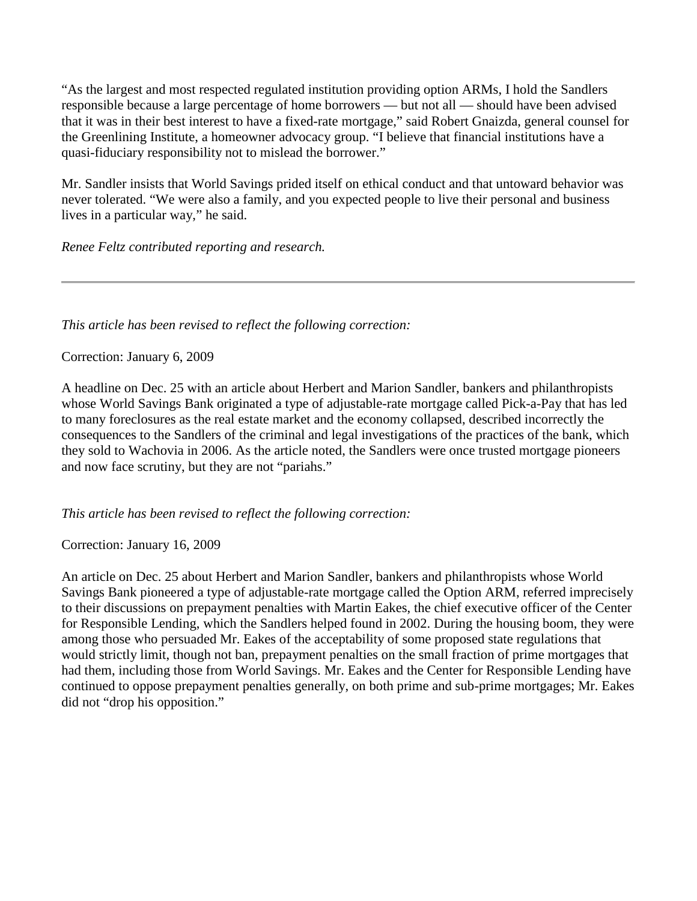"As the largest and most respected regulated institution providing option ARMs, I hold the Sandlers responsible because a large percentage of home borrowers — but not all — should have been advised that it was in their best interest to have a fixed-rate mortgage," said Robert Gnaizda, general counsel for the Greenlining Institute, a homeowner advocacy group. "I believe that financial institutions have a quasi-fiduciary responsibility not to mislead the borrower."

Mr. Sandler insists that World Savings prided itself on ethical conduct and that untoward behavior was never tolerated. "We were also a family, and you expected people to live their personal and business lives in a particular way," he said.

*Renee Feltz contributed reporting and research.*

---

*This article has been revised to reflect the following correction:*

Correction: January 6, 2009

A headline on Dec. 25 with an article about Herbert and Marion Sandler, bankers and philanthropists whose World Savings Bank originated a type of adjustable-rate mortgage called Pick-a-Pay that has led to many foreclosures as the real estate market and the economy collapsed, described incorrectly the consequences to the Sandlers of the criminal and legal investigations of the practices of the bank, which they sold to Wachovia in 2006. As the article noted, the Sandlers were once trusted mortgage pioneers and now face scrutiny, but they are not "pariahs."

*This article has been revised to reflect the following correction:*

Correction: January 16, 2009

An article on Dec. 25 about Herbert and Marion Sandler, bankers and philanthropists whose World Savings Bank pioneered a type of adjustable-rate mortgage called the Option ARM, referred imprecisely to their discussions on prepayment penalties with Martin Eakes, the chief executive officer of the Center for Responsible Lending, which the Sandlers helped found in 2002. During the housing boom, they were among those who persuaded Mr. Eakes of the acceptability of some proposed state regulations that would strictly limit, though not ban, prepayment penalties on the small fraction of prime mortgages that had them, including those from World Savings. Mr. Eakes and the Center for Responsible Lending have continued to oppose prepayment penalties generally, on both prime and sub-prime mortgages; Mr. Eakes did not "drop his opposition."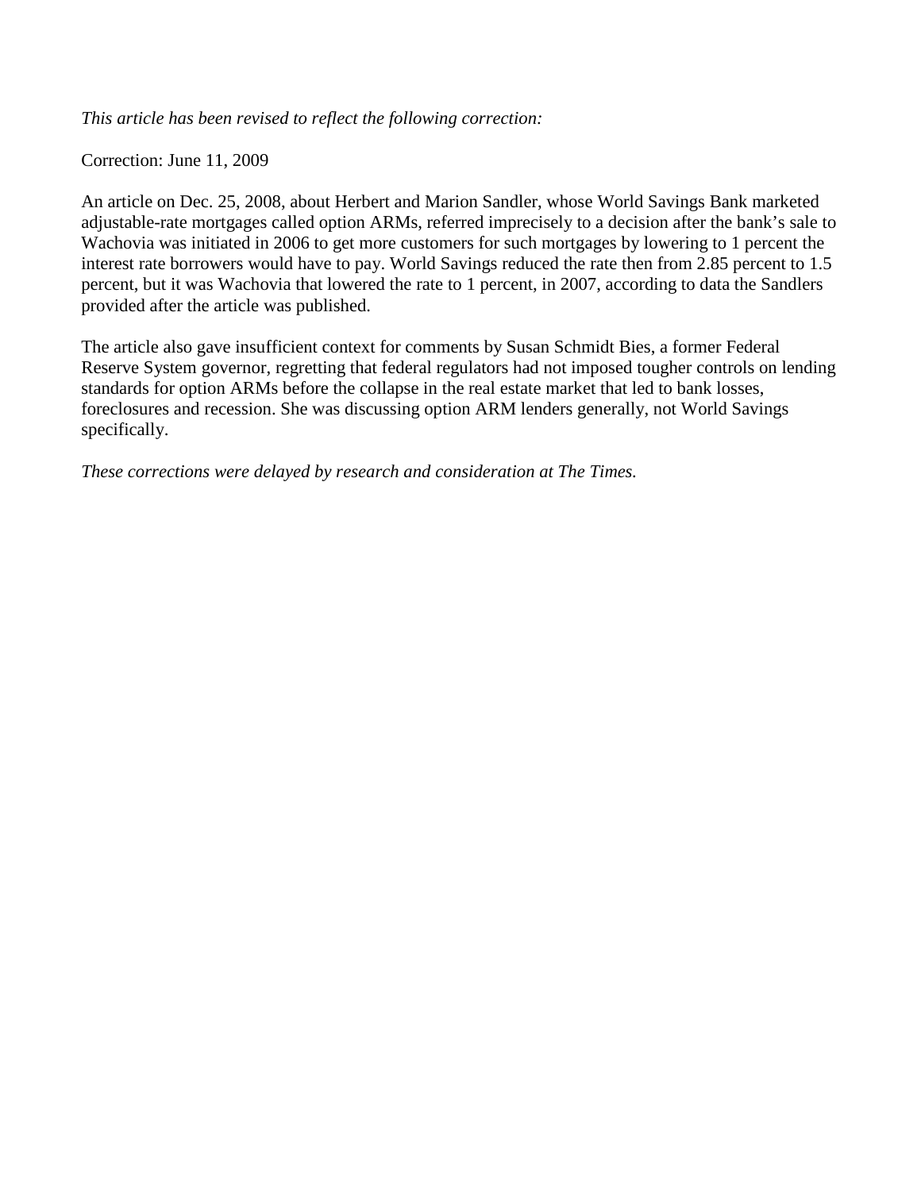*This article has been revised to reflect the following correction:*

Correction: June 11, 2009

An article on Dec. 25, 2008, about Herbert and Marion Sandler, whose World Savings Bank marketed adjustable-rate mortgages called option ARMs, referred imprecisely to a decision after the bank's sale to Wachovia was initiated in 2006 to get more customers for such mortgages by lowering to 1 percent the interest rate borrowers would have to pay. World Savings reduced the rate then from 2.85 percent to 1.5 percent, but it was Wachovia that lowered the rate to 1 percent, in 2007, according to data the Sandlers provided after the article was published.

The article also gave insufficient context for comments by Susan Schmidt Bies, a former Federal Reserve System governor, regretting that federal regulators had not imposed tougher controls on lending standards for option ARMs before the collapse in the real estate market that led to bank losses, foreclosures and recession. She was discussing option ARM lenders generally, not World Savings specifically.

*These corrections were delayed by research and consideration at The Times.*